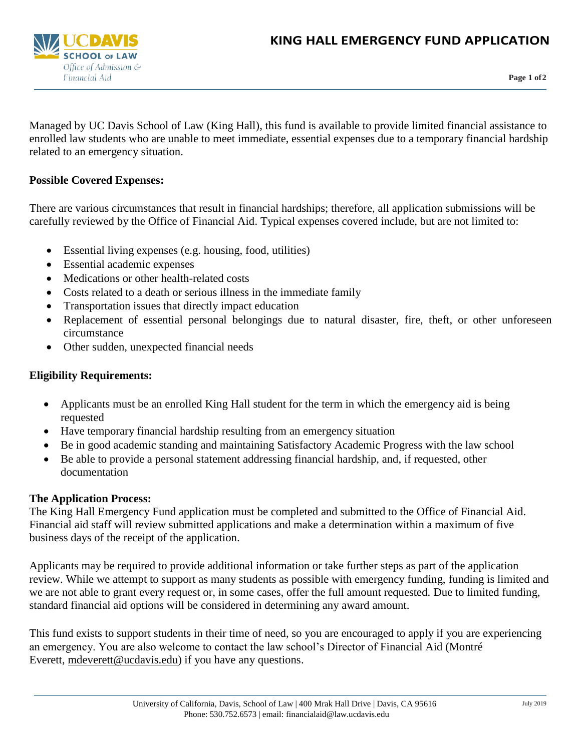# KING HALL EMERGENCY FUND APPLICATION

UC DAVIS SCHOOL OF LAW
*Office of Admission & Financial Aid*

Managed by UC Davis School of Law (King Hall), this fund is available to provide limited financial assistance to enrolled law students who are unable to meet immediate, essential expenses due to a temporary financial hardship related to an emergency situation.

**Possible Covered Expenses:**

There are various circumstances that result in financial hardships; therefore, all application submissions will be carefully reviewed by the Office of Financial Aid. Typical expenses covered include, but are not limited to:

- Essential living expenses (e.g. housing, food, utilities)
- Essential academic expenses
- Medications or other health-related costs
- Costs related to a death or serious illness in the immediate family
- Transportation issues that directly impact education
- Replacement of essential personal belongings due to natural disaster, fire, theft, or other unforeseen circumstance
- Other sudden, unexpected financial needs

**Eligibility Requirements:**

- Applicants must be an enrolled King Hall student for the term in which the emergency aid is being requested
- Have temporary financial hardship resulting from an emergency situation
- Be in good academic standing and maintaining Satisfactory Academic Progress with the law school
- Be able to provide a personal statement addressing financial hardship, and, if requested, other documentation

**The Application Process:**

The King Hall Emergency Fund application must be completed and submitted to the Office of Financial Aid. Financial aid staff will review submitted applications and make a determination within a maximum of five business days of the receipt of the application.

Applicants may be required to provide additional information or take further steps as part of the application review. While we attempt to support as many students as possible with emergency funding, funding is limited and we are not able to grant every request or, in some cases, offer the full amount requested. Due to limited funding, standard financial aid options will be considered in determining any award amount.

This fund exists to support students in their time of need, so you are encouraged to apply if you are experiencing an emergency. You are also welcome to contact the law school's Director of Financial Aid (Montré Everett, mdeverett@ucdavis.edu) if you have any questions.

University of California, Davis, School of Law | 400 Mrak Hall Drive | Davis, CA 95616
Phone: 530.752.6573 | email: financialaid@law.ucdavis.edu

July 2019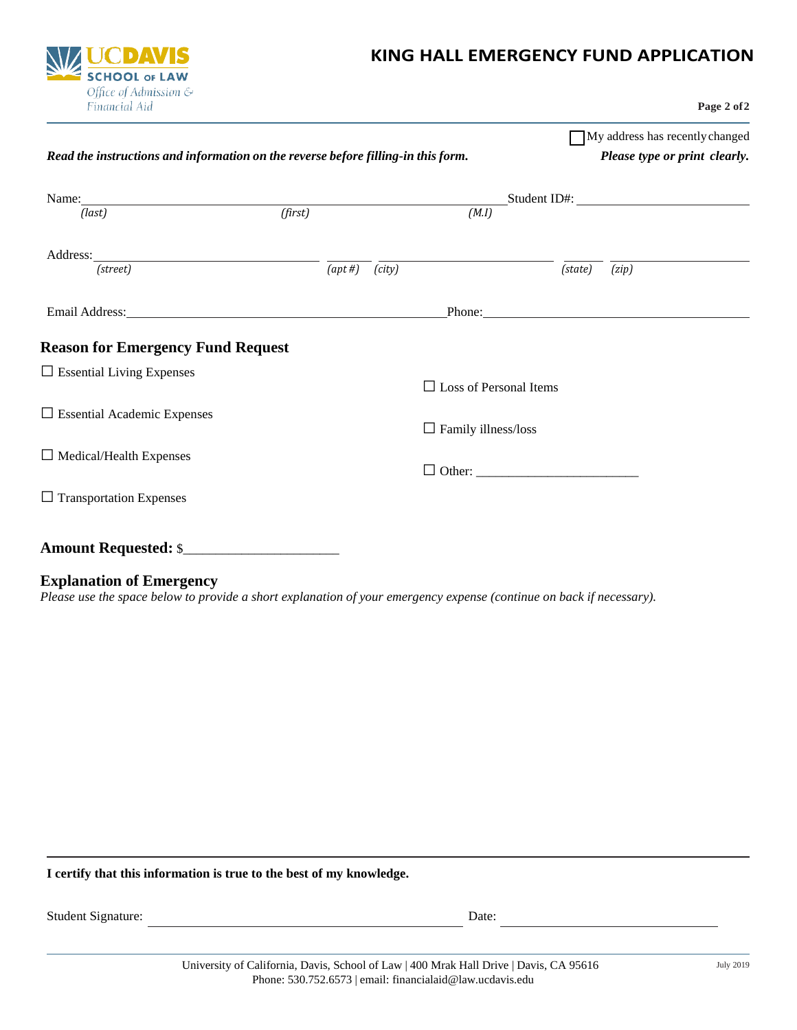UC DAVIS SCHOOL OF LAW
Office of Admission & Financial Aid

# KING HALL EMERGENCY FUND APPLICATION

☐ My address has recently changed

***Read the instructions and information on the reverse before filling-in this form.***

***Please type or print clearly.***

Name: ______________________________________________ Student ID#: ____________________

*(last)* *(first)* *(M.I)*

Address: ______________________ ______ ______________________ ______ ____________

*(street)* *(apt #)* *(city)* *(state)* *(zip)*

Email Address: ______________________________________ Phone: ______________________________

## Reason for Emergency Fund Request

☐ Essential Living Expenses

☐ Essential Academic Expenses

☐ Medical/Health Expenses

☐ Transportation Expenses

☐ Loss of Personal Items

☐ Family illness/loss

☐ Other: ________________________

**Amount Requested:** $______________________

## Explanation of Emergency

*Please use the space below to provide a short explanation of your emergency expense (continue on back if necessary).*

**I certify that this information is true to the best of my knowledge.**

Student Signature: ______________________________________________ Date: ______________________________

University of California, Davis, School of Law | 400 Mrak Hall Drive | Davis, CA 95616
Phone: 530.752.6573 | email: financialaid@law.ucdavis.edu

July 2019